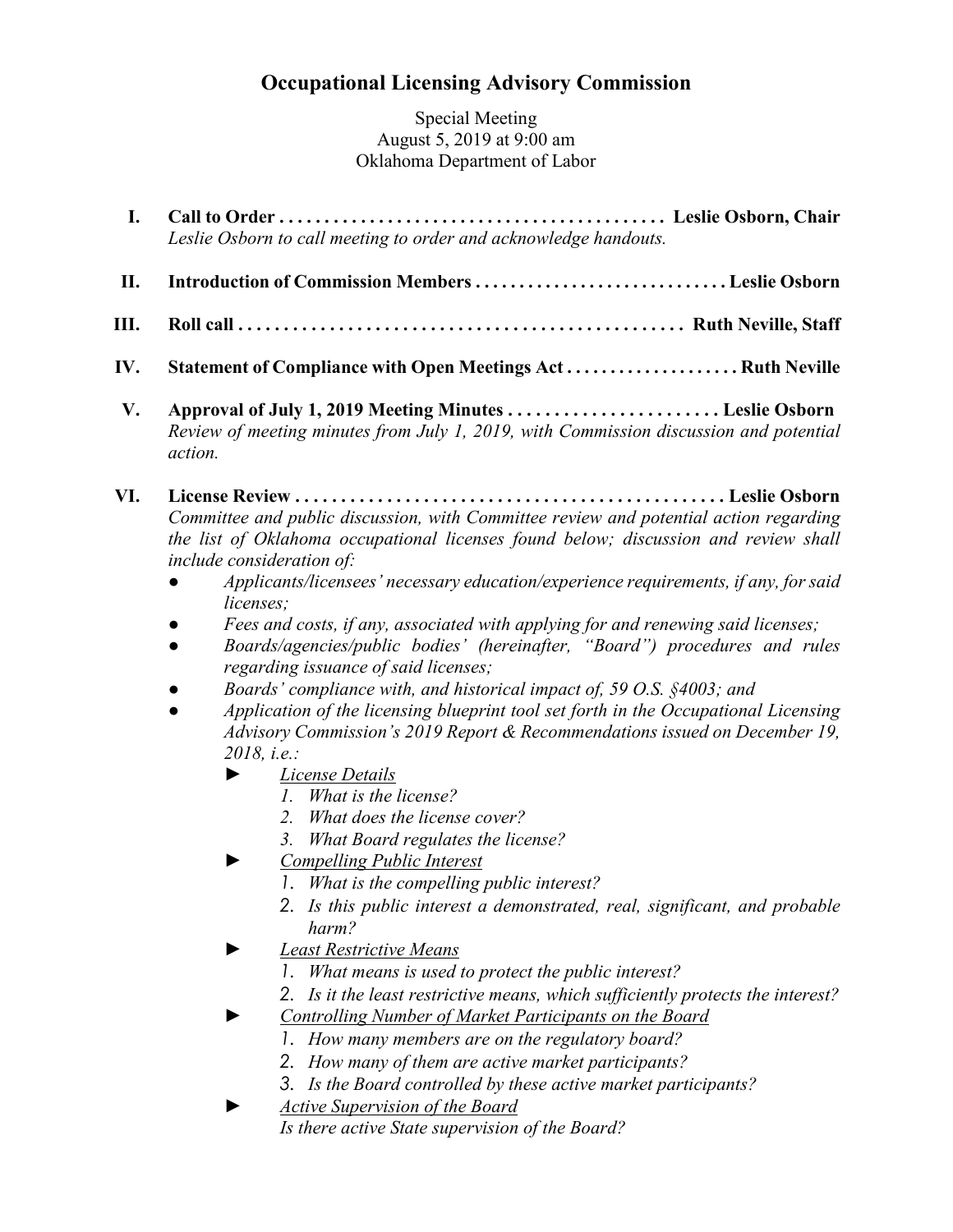# Occupational Licensing Advisory Commission

Special Meeting
August 5, 2019 at 9:00 am
Oklahoma Department of Labor

**I. Call to Order . . . . . . . . . . . . . . . . . . . . . . . . . . . . . . . . . . . . . . . . . . . Leslie Osborn, Chair**
*Leslie Osborn to call meeting to order and acknowledge handouts.*

**II. Introduction of Commission Members . . . . . . . . . . . . . . . . . . . . . . . . . . . . . Leslie Osborn**

**III. Roll call . . . . . . . . . . . . . . . . . . . . . . . . . . . . . . . . . . . . . . . . . . . . . . . . . Ruth Neville, Staff**

**IV. Statement of Compliance with Open Meetings Act . . . . . . . . . . . . . . . . . . . . Ruth Neville**

**V. Approval of July 1, 2019 Meeting Minutes . . . . . . . . . . . . . . . . . . . . . . . . Leslie Osborn**
*Review of meeting minutes from July 1, 2019, with Commission discussion and potential action.*

**VI. License Review . . . . . . . . . . . . . . . . . . . . . . . . . . . . . . . . . . . . . . . . . . . . . . . Leslie Osborn**
*Committee and public discussion, with Committee review and potential action regarding the list of Oklahoma occupational licenses found below; discussion and review shall include consideration of:*

- *Applicants/licensees' necessary education/experience requirements, if any, for said licenses;*
- *Fees and costs, if any, associated with applying for and renewing said licenses;*
- *Boards/agencies/public bodies' (hereinafter, "Board") procedures and rules regarding issuance of said licenses;*
- *Boards' compliance with, and historical impact of, 59 O.S. §4003; and*
- *Application of the licensing blueprint tool set forth in the Occupational Licensing Advisory Commission's 2019 Report & Recommendations issued on December 19, 2018, i.e.:*
  - *License Details*
    1. *What is the license?*
    2. *What does the license cover?*
    3. *What Board regulates the license?*
  - *Compelling Public Interest*
    1. *What is the compelling public interest?*
    2. *Is this public interest a demonstrated, real, significant, and probable harm?*
  - *Least Restrictive Means*
    1. *What means is used to protect the public interest?*
    2. *Is it the least restrictive means, which sufficiently protects the interest?*
  - *Controlling Number of Market Participants on the Board*
    1. *How many members are on the regulatory board?*
    2. *How many of them are active market participants?*
    3. *Is the Board controlled by these active market participants?*
  - *Active Supervision of the Board*
    *Is there active State supervision of the Board?*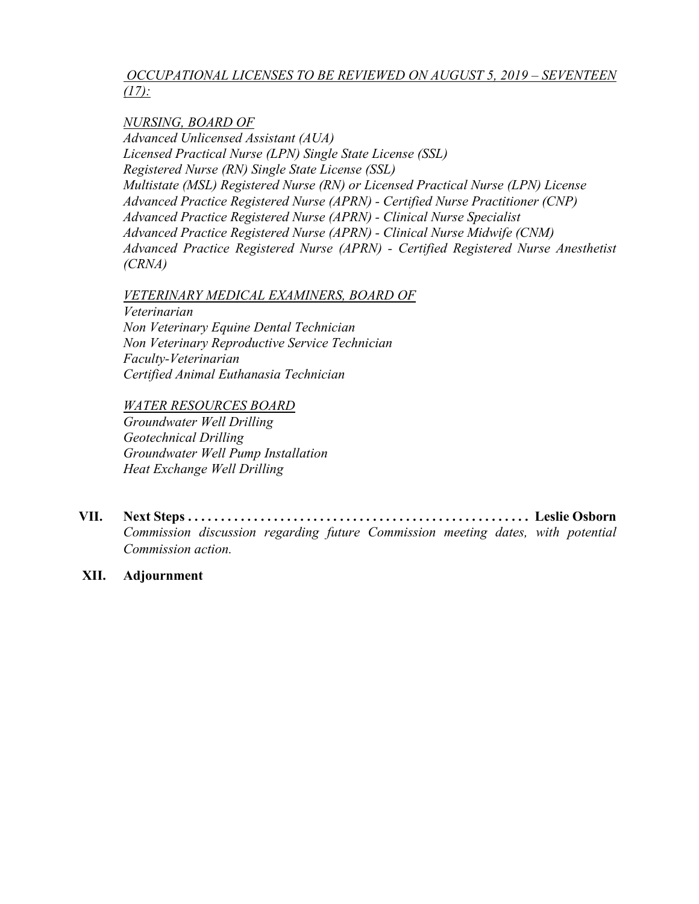*OCCUPATIONAL LICENSES TO BE REVIEWED ON AUGUST 5, 2019 – SEVENTEEN (17):*

*NURSING, BOARD OF*
*Advanced Unlicensed Assistant (AUA)*
*Licensed Practical Nurse (LPN) Single State License (SSL)*
*Registered Nurse (RN) Single State License (SSL)*
*Multistate (MSL) Registered Nurse (RN) or Licensed Practical Nurse (LPN) License*
*Advanced Practice Registered Nurse (APRN) - Certified Nurse Practitioner (CNP)*
*Advanced Practice Registered Nurse (APRN) - Clinical Nurse Specialist*
*Advanced Practice Registered Nurse (APRN) - Clinical Nurse Midwife (CNM)*
*Advanced Practice Registered Nurse (APRN) - Certified Registered Nurse Anesthetist (CRNA)*

*VETERINARY MEDICAL EXAMINERS, BOARD OF*
*Veterinarian*
*Non Veterinary Equine Dental Technician*
*Non Veterinary Reproductive Service Technician*
*Faculty-Veterinarian*
*Certified Animal Euthanasia Technician*

*WATER RESOURCES BOARD*
*Groundwater Well Drilling*
*Geotechnical Drilling*
*Groundwater Well Pump Installation*
*Heat Exchange Well Drilling*

**VII. Next Steps . . . . . . . . . . . . . . . . . . . . . . . . . . . . . . . . . . . . . . . . . . . . . . . . . . . Leslie Osborn**
*Commission discussion regarding future Commission meeting dates, with potential Commission action.*

**XII. Adjournment**